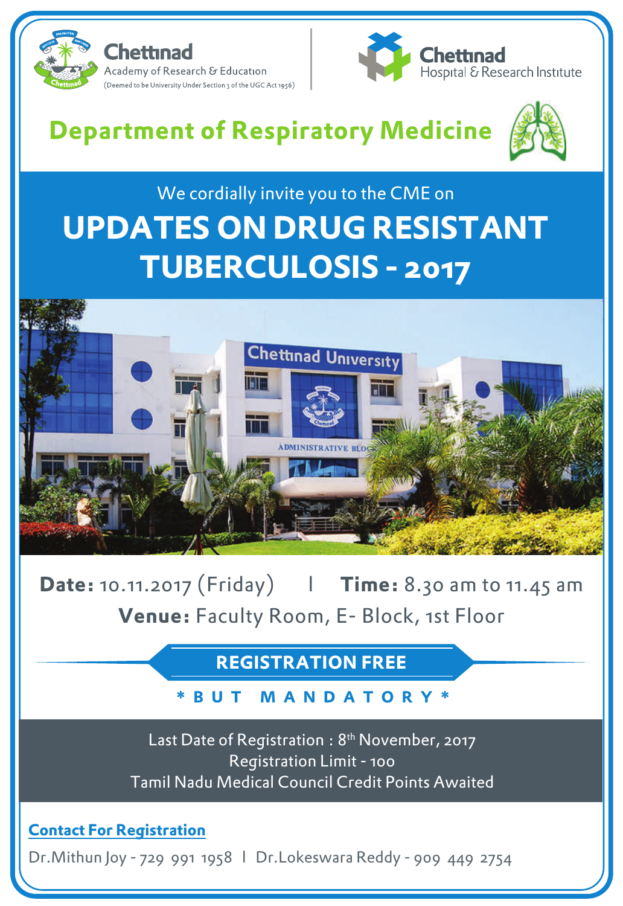Chettinad Academy of Research & Education
(Deemed to be University Under Section 3 of the UGC Act 1956)

Chettinad Hospital & Research Institute

## Department of Respiratory Medicine

We cordially invite you to the CME on

# UPDATES ON DRUG RESISTANT TUBERCULOSIS - 2017

**Date:** 10.11.2017 (Friday) | **Time:** 8.30 am to 11.45 am

**Venue:** Faculty Room, E- Block, 1st Floor

**REGISTRATION FREE**

**\* B U T M A N D A T O R Y \***

Last Date of Registration : 8th November, 2017

Registration Limit - 100

Tamil Nadu Medical Council Credit Points Awaited

**Contact For Registration**

Dr.Mithun Joy - 729 991 1958 | Dr.Lokeswara Reddy - 909 449 2754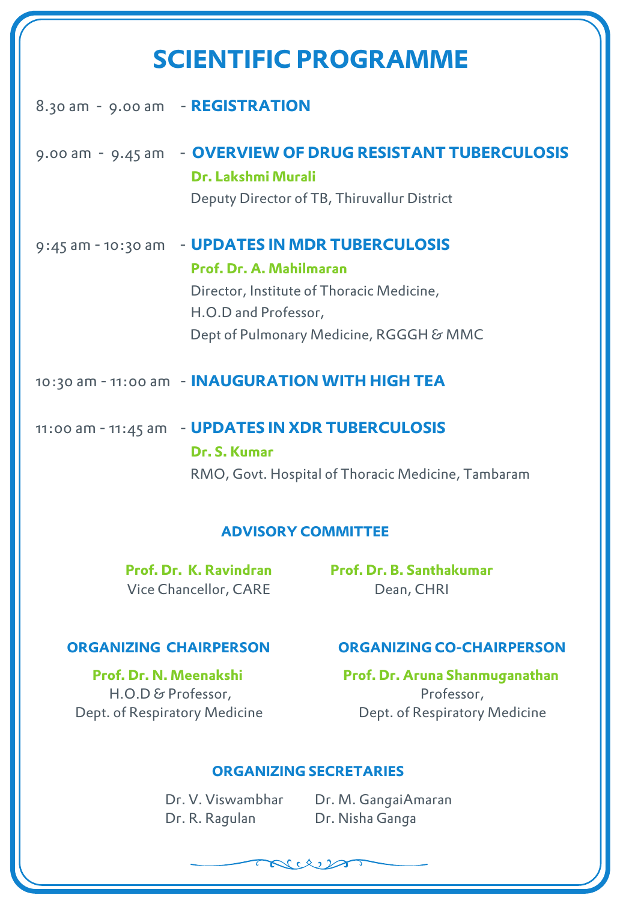# SCIENTIFIC PROGRAMME

8.30 am - 9.00 am - **REGISTRATION**

9.00 am - 9.45 am - **OVERVIEW OF DRUG RESISTANT TUBERCULOSIS**

**Dr. Lakshmi Murali**
Deputy Director of TB, Thiruvallur District

9:45 am - 10:30 am - **UPDATES IN MDR TUBERCULOSIS**

**Prof. Dr. A. Mahilmaran**
Director, Institute of Thoracic Medicine,
H.O.D and Professor,
Dept of Pulmonary Medicine, RGGGH & MMC

10:30 am - 11:00 am - **INAUGURATION WITH HIGH TEA**

11:00 am - 11:45 am - **UPDATES IN XDR TUBERCULOSIS**

**Dr. S. Kumar**
RMO, Govt. Hospital of Thoracic Medicine, Tambaram

## ADVISORY COMMITTEE

**Prof. Dr. K. Ravindran**
Vice Chancellor, CARE

**Prof. Dr. B. Santhakumar**
Dean, CHRI

## ORGANIZING CHAIRPERSON

**Prof. Dr. N. Meenakshi**
H.O.D & Professor,
Dept. of Respiratory Medicine

## ORGANIZING CO-CHAIRPERSON

**Prof. Dr. Aruna Shanmuganathan**
Professor,
Dept. of Respiratory Medicine

## ORGANIZING SECRETARIES

Dr. V. Viswambhar
Dr. R. Ragulan
Dr. M. GangaiAmaran
Dr. Nisha Ganga